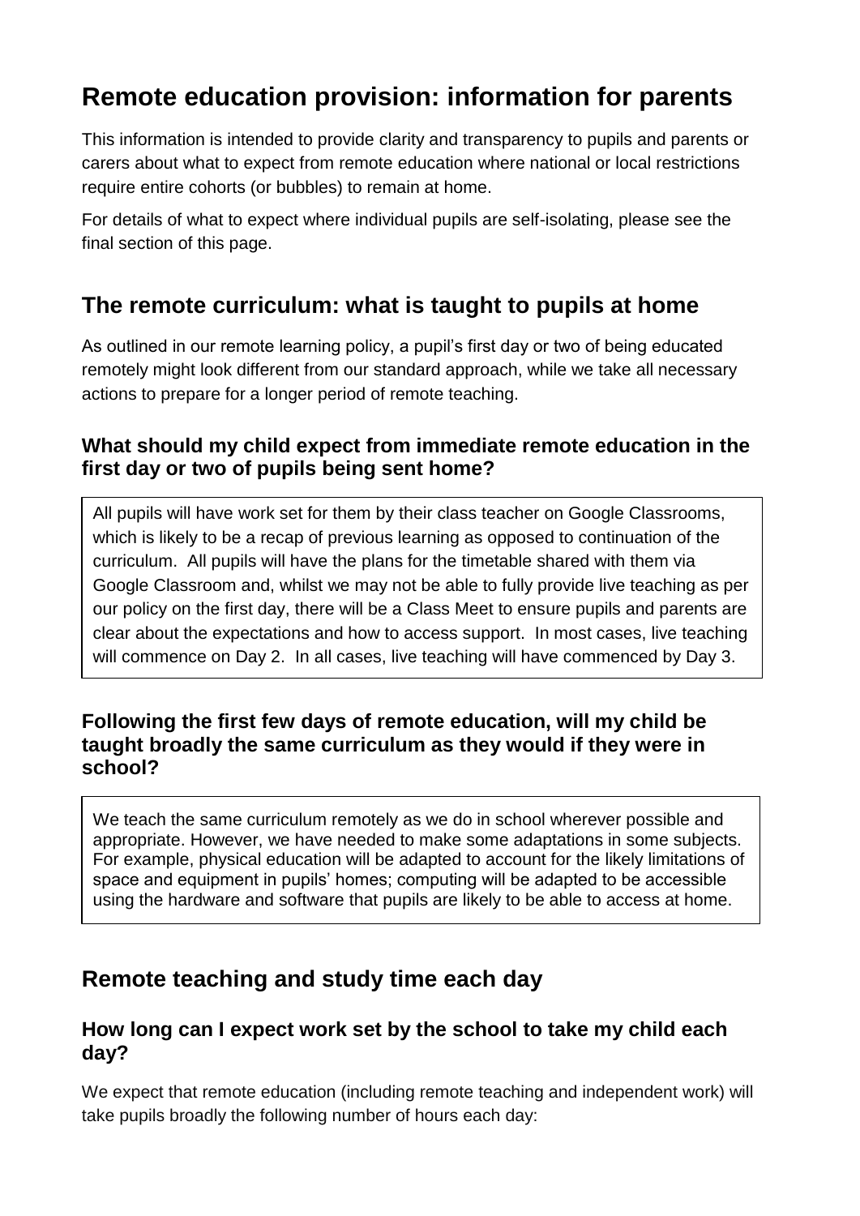# Remote education provision: information for parents

This information is intended to provide clarity and transparency to pupils and parents or carers about what to expect from remote education where national or local restrictions require entire cohorts (or bubbles) to remain at home.

For details of what to expect where individual pupils are self-isolating, please see the final section of this page.

## The remote curriculum: what is taught to pupils at home

As outlined in our remote learning policy, a pupil's first day or two of being educated remotely might look different from our standard approach, while we take all necessary actions to prepare for a longer period of remote teaching.

### What should my child expect from immediate remote education in the first day or two of pupils being sent home?

All pupils will have work set for them by their class teacher on Google Classrooms, which is likely to be a recap of previous learning as opposed to continuation of the curriculum. All pupils will have the plans for the timetable shared with them via Google Classroom and, whilst we may not be able to fully provide live teaching as per our policy on the first day, there will be a Class Meet to ensure pupils and parents are clear about the expectations and how to access support. In most cases, live teaching will commence on Day 2. In all cases, live teaching will have commenced by Day 3.

### Following the first few days of remote education, will my child be taught broadly the same curriculum as they would if they were in school?

We teach the same curriculum remotely as we do in school wherever possible and appropriate. However, we have needed to make some adaptations in some subjects. For example, physical education will be adapted to account for the likely limitations of space and equipment in pupils' homes; computing will be adapted to be accessible using the hardware and software that pupils are likely to be able to access at home.

## Remote teaching and study time each day

### How long can I expect work set by the school to take my child each day?

We expect that remote education (including remote teaching and independent work) will take pupils broadly the following number of hours each day: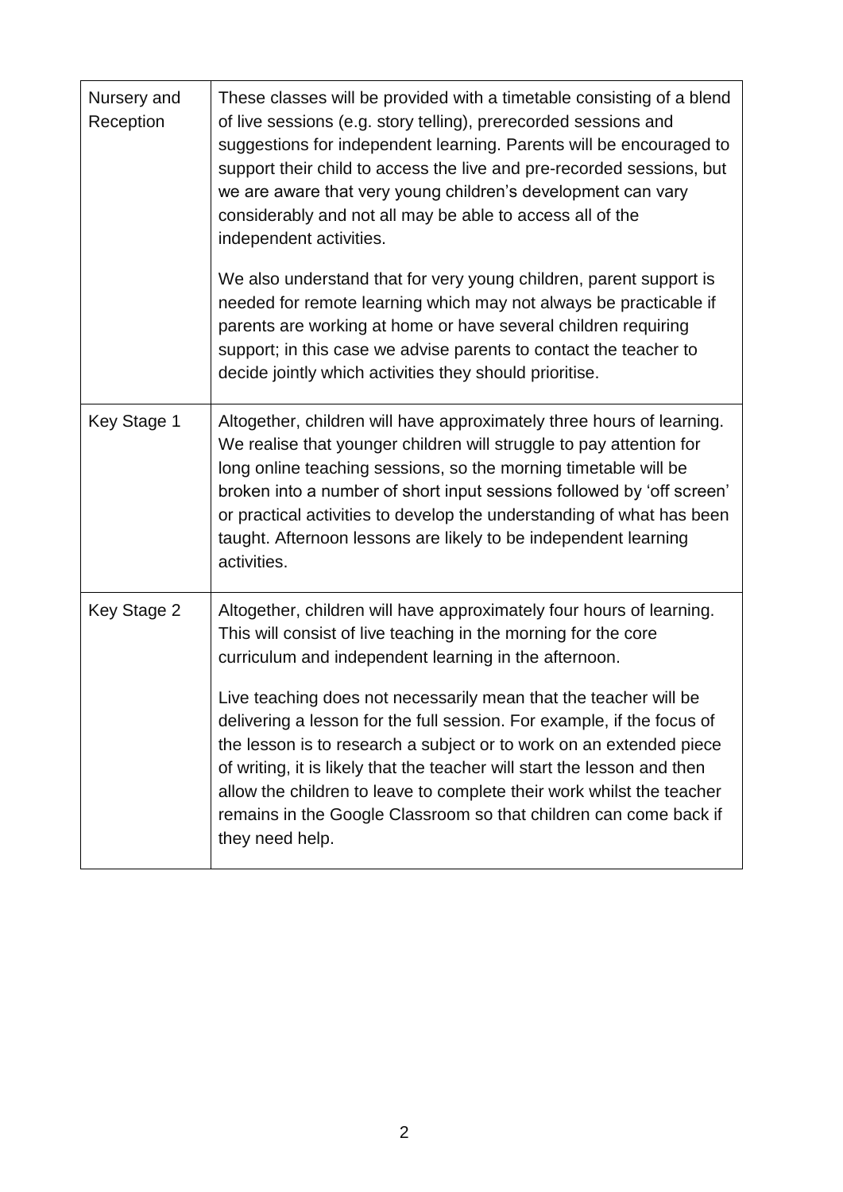| | |
|---|---|
| Nursery and Reception | These classes will be provided with a timetable consisting of a blend of live sessions (e.g. story telling), prerecorded sessions and suggestions for independent learning. Parents will be encouraged to support their child to access the live and pre-recorded sessions, but we are aware that very young children's development can vary considerably and not all may be able to access all of the independent activities.<br><br>We also understand that for very young children, parent support is needed for remote learning which may not always be practicable if parents are working at home or have several children requiring support; in this case we advise parents to contact the teacher to decide jointly which activities they should prioritise. |
| Key Stage 1 | Altogether, children will have approximately three hours of learning. We realise that younger children will struggle to pay attention for long online teaching sessions, so the morning timetable will be broken into a number of short input sessions followed by 'off screen' or practical activities to develop the understanding of what has been taught. Afternoon lessons are likely to be independent learning activities. |
| Key Stage 2 | Altogether, children will have approximately four hours of learning. This will consist of live teaching in the morning for the core curriculum and independent learning in the afternoon.<br><br>Live teaching does not necessarily mean that the teacher will be delivering a lesson for the full session. For example, if the focus of the lesson is to research a subject or to work on an extended piece of writing, it is likely that the teacher will start the lesson and then allow the children to leave to complete their work whilst the teacher remains in the Google Classroom so that children can come back if they need help. |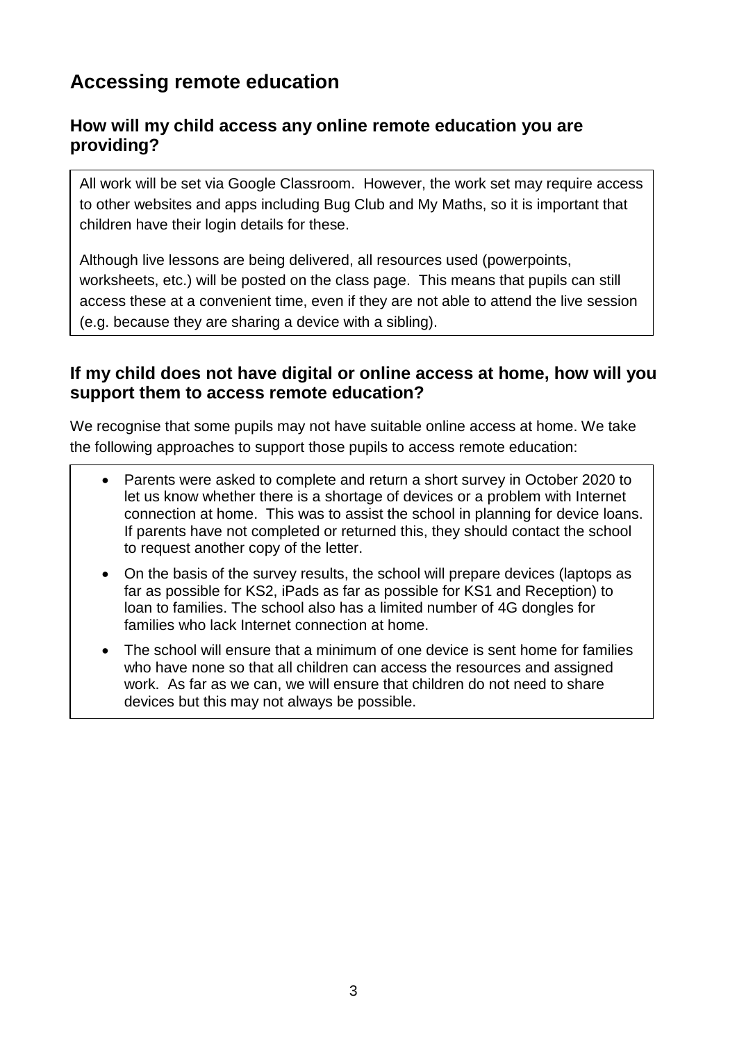## Accessing remote education

### How will my child access any online remote education you are providing?

All work will be set via Google Classroom. However, the work set may require access to other websites and apps including Bug Club and My Maths, so it is important that children have their login details for these.

Although live lessons are being delivered, all resources used (powerpoints, worksheets, etc.) will be posted on the class page. This means that pupils can still access these at a convenient time, even if they are not able to attend the live session (e.g. because they are sharing a device with a sibling).

### If my child does not have digital or online access at home, how will you support them to access remote education?

We recognise that some pupils may not have suitable online access at home. We take the following approaches to support those pupils to access remote education:

- Parents were asked to complete and return a short survey in October 2020 to let us know whether there is a shortage of devices or a problem with Internet connection at home. This was to assist the school in planning for device loans. If parents have not completed or returned this, they should contact the school to request another copy of the letter.
- On the basis of the survey results, the school will prepare devices (laptops as far as possible for KS2, iPads as far as possible for KS1 and Reception) to loan to families. The school also has a limited number of 4G dongles for families who lack Internet connection at home.
- The school will ensure that a minimum of one device is sent home for families who have none so that all children can access the resources and assigned work. As far as we can, we will ensure that children do not need to share devices but this may not always be possible.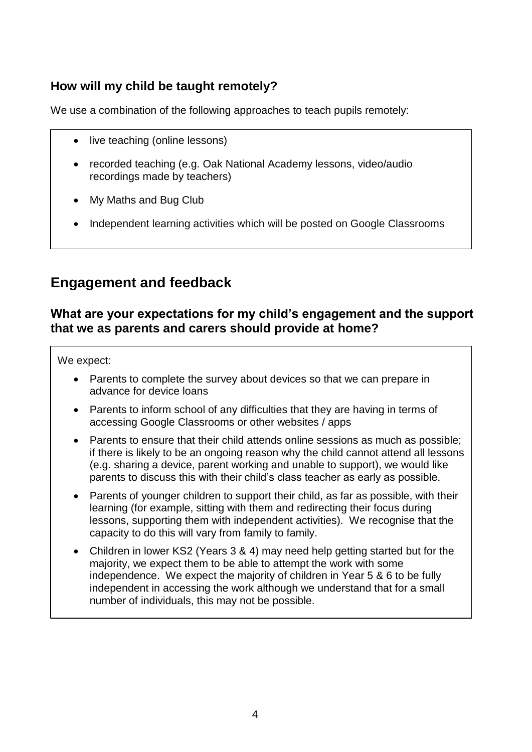### How will my child be taught remotely?

We use a combination of the following approaches to teach pupils remotely:

- live teaching (online lessons)
- recorded teaching (e.g. Oak National Academy lessons, video/audio recordings made by teachers)
- My Maths and Bug Club
- Independent learning activities which will be posted on Google Classrooms

## Engagement and feedback

### What are your expectations for my child's engagement and the support that we as parents and carers should provide at home?

We expect:

- Parents to complete the survey about devices so that we can prepare in advance for device loans
- Parents to inform school of any difficulties that they are having in terms of accessing Google Classrooms or other websites / apps
- Parents to ensure that their child attends online sessions as much as possible; if there is likely to be an ongoing reason why the child cannot attend all lessons (e.g. sharing a device, parent working and unable to support), we would like parents to discuss this with their child's class teacher as early as possible.
- Parents of younger children to support their child, as far as possible, with their learning (for example, sitting with them and redirecting their focus during lessons, supporting them with independent activities). We recognise that the capacity to do this will vary from family to family.
- Children in lower KS2 (Years 3 & 4) may need help getting started but for the majority, we expect them to be able to attempt the work with some independence. We expect the majority of children in Year 5 & 6 to be fully independent in accessing the work although we understand that for a small number of individuals, this may not be possible.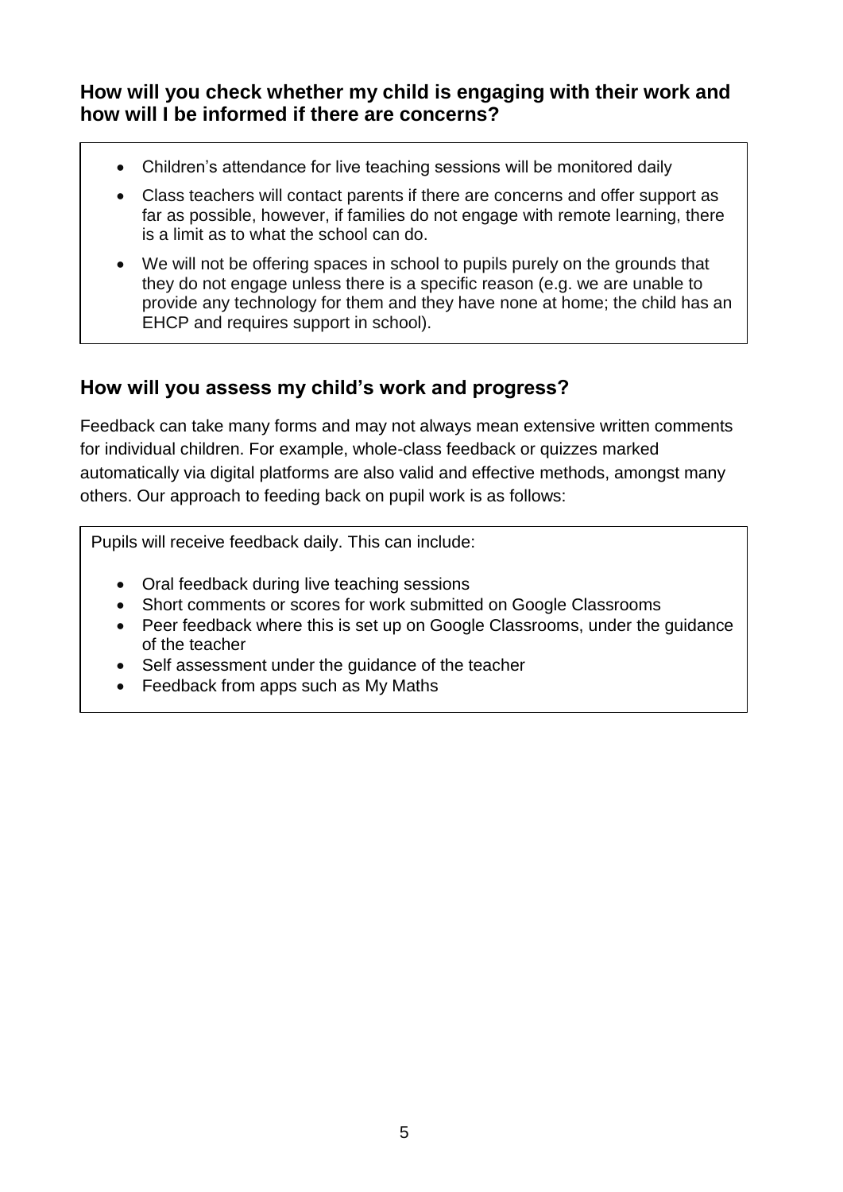## How will you check whether my child is engaging with their work and how will I be informed if there are concerns?

- Children's attendance for live teaching sessions will be monitored daily
- Class teachers will contact parents if there are concerns and offer support as far as possible, however, if families do not engage with remote learning, there is a limit as to what the school can do.
- We will not be offering spaces in school to pupils purely on the grounds that they do not engage unless there is a specific reason (e.g. we are unable to provide any technology for them and they have none at home; the child has an EHCP and requires support in school).

## How will you assess my child's work and progress?

Feedback can take many forms and may not always mean extensive written comments for individual children. For example, whole-class feedback or quizzes marked automatically via digital platforms are also valid and effective methods, amongst many others. Our approach to feeding back on pupil work is as follows:

Pupils will receive feedback daily. This can include:

- Oral feedback during live teaching sessions
- Short comments or scores for work submitted on Google Classrooms
- Peer feedback where this is set up on Google Classrooms, under the guidance of the teacher
- Self assessment under the guidance of the teacher
- Feedback from apps such as My Maths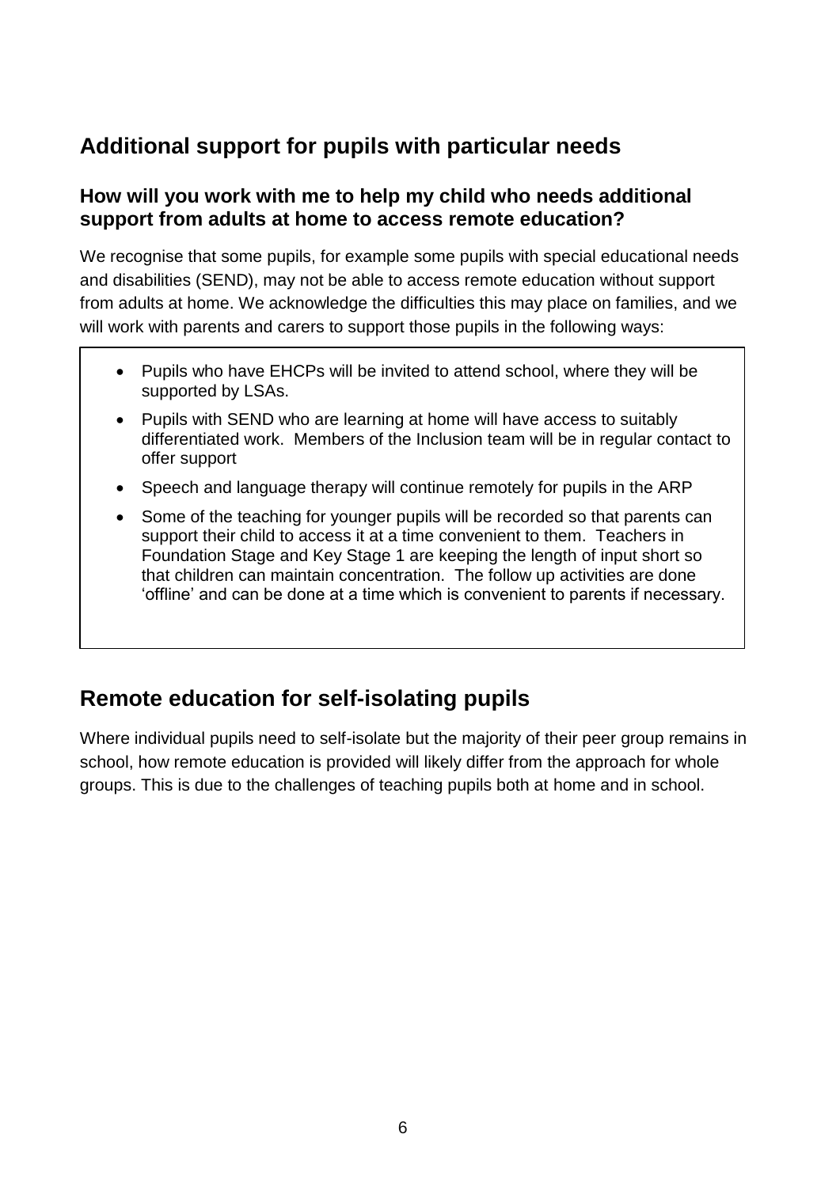## Additional support for pupils with particular needs

### How will you work with me to help my child who needs additional support from adults at home to access remote education?

We recognise that some pupils, for example some pupils with special educational needs and disabilities (SEND), may not be able to access remote education without support from adults at home. We acknowledge the difficulties this may place on families, and we will work with parents and carers to support those pupils in the following ways:

- Pupils who have EHCPs will be invited to attend school, where they will be supported by LSAs.
- Pupils with SEND who are learning at home will have access to suitably differentiated work. Members of the Inclusion team will be in regular contact to offer support
- Speech and language therapy will continue remotely for pupils in the ARP
- Some of the teaching for younger pupils will be recorded so that parents can support their child to access it at a time convenient to them. Teachers in Foundation Stage and Key Stage 1 are keeping the length of input short so that children can maintain concentration. The follow up activities are done 'offline' and can be done at a time which is convenient to parents if necessary.

## Remote education for self-isolating pupils

Where individual pupils need to self-isolate but the majority of their peer group remains in school, how remote education is provided will likely differ from the approach for whole groups. This is due to the challenges of teaching pupils both at home and in school.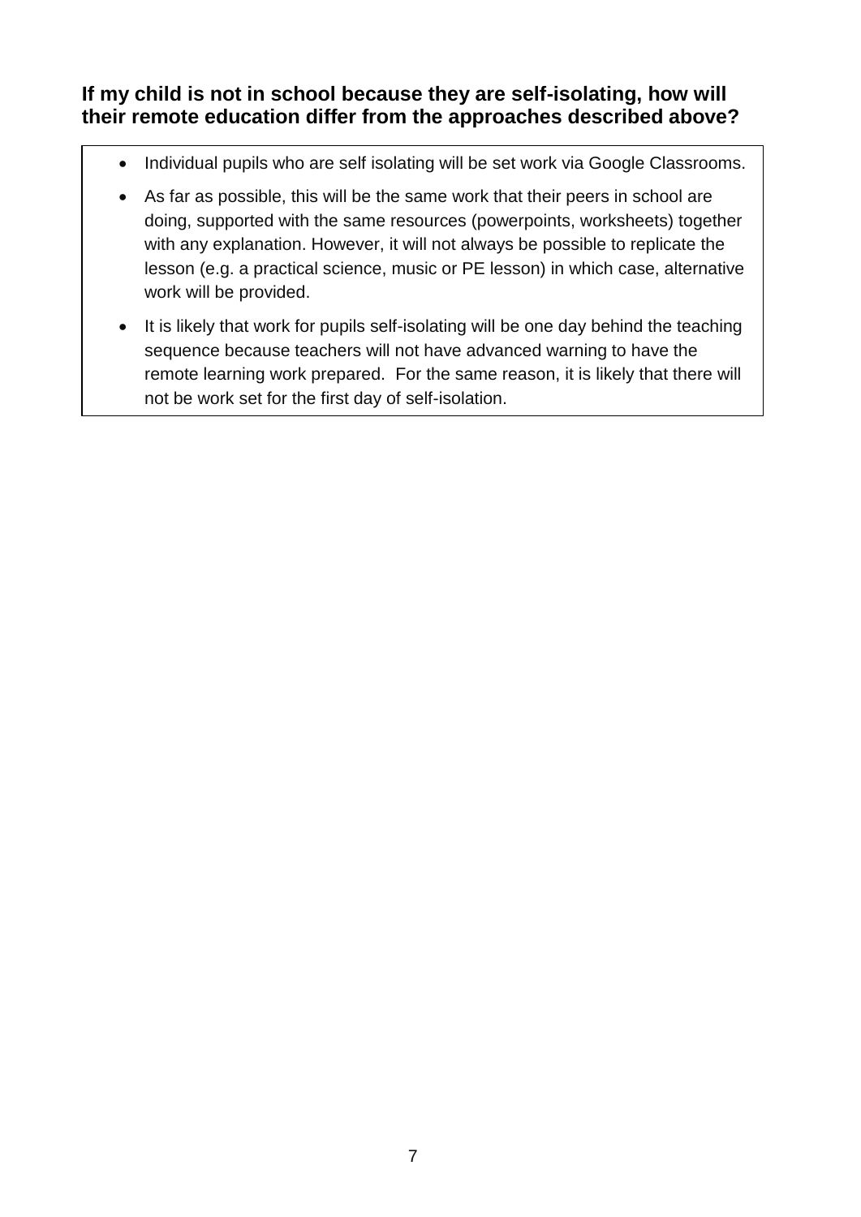### If my child is not in school because they are self-isolating, how will their remote education differ from the approaches described above?

- Individual pupils who are self isolating will be set work via Google Classrooms.
- As far as possible, this will be the same work that their peers in school are doing, supported with the same resources (powerpoints, worksheets) together with any explanation. However, it will not always be possible to replicate the lesson (e.g. a practical science, music or PE lesson) in which case, alternative work will be provided.
- It is likely that work for pupils self-isolating will be one day behind the teaching sequence because teachers will not have advanced warning to have the remote learning work prepared. For the same reason, it is likely that there will not be work set for the first day of self-isolation.